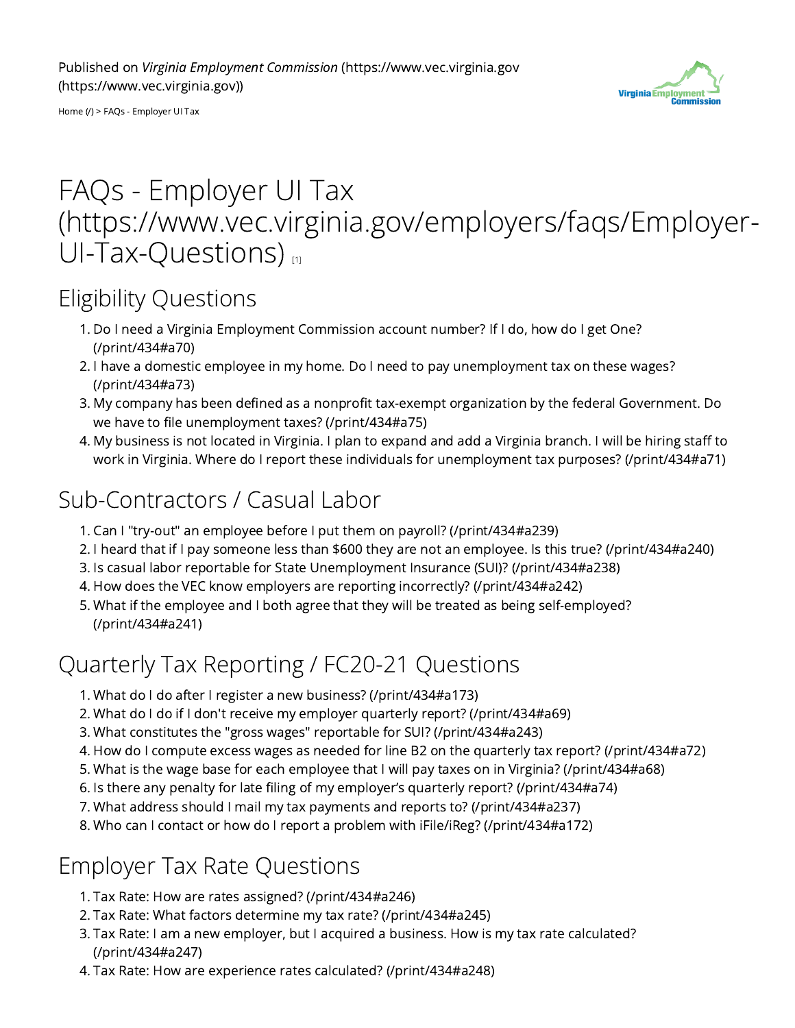Published on *Virginia Employment Commission* (https://www.vec.virginia.gov (https://www.vec.virginia.gov))

Home (/) > FAQs - Employer UI Tax

# FAQs - Employer UI Tax (https://www.vec.virginia.gov/employers/faqs/Employer-UI-Tax-Questions) [1]

## Eligibility Questions

1. Do I need a Virginia Employment Commission account number? If I do, how do I get One? (/print/434#a70)
2. I have a domestic employee in my home. Do I need to pay unemployment tax on these wages? (/print/434#a73)
3. My company has been defined as a nonprofit tax-exempt organization by the federal Government. Do we have to file unemployment taxes? (/print/434#a75)
4. My business is not located in Virginia. I plan to expand and add a Virginia branch. I will be hiring staff to work in Virginia. Where do I report these individuals for unemployment tax purposes? (/print/434#a71)

## Sub-Contractors / Casual Labor

1. Can I "try-out" an employee before I put them on payroll? (/print/434#a239)
2. I heard that if I pay someone less than $600 they are not an employee. Is this true? (/print/434#a240)
3. Is casual labor reportable for State Unemployment Insurance (SUI)? (/print/434#a238)
4. How does the VEC know employers are reporting incorrectly? (/print/434#a242)
5. What if the employee and I both agree that they will be treated as being self-employed? (/print/434#a241)

## Quarterly Tax Reporting / FC20-21 Questions

1. What do I do after I register a new business? (/print/434#a173)
2. What do I do if I don't receive my employer quarterly report? (/print/434#a69)
3. What constitutes the "gross wages" reportable for SUI? (/print/434#a243)
4. How do I compute excess wages as needed for line B2 on the quarterly tax report? (/print/434#a72)
5. What is the wage base for each employee that I will pay taxes on in Virginia? (/print/434#a68)
6. Is there any penalty for late filing of my employer's quarterly report? (/print/434#a74)
7. What address should I mail my tax payments and reports to? (/print/434#a237)
8. Who can I contact or how do I report a problem with iFile/iReg? (/print/434#a172)

## Employer Tax Rate Questions

1. Tax Rate: How are rates assigned? (/print/434#a246)
2. Tax Rate: What factors determine my tax rate? (/print/434#a245)
3. Tax Rate: I am a new employer, but I acquired a business. How is my tax rate calculated? (/print/434#a247)
4. Tax Rate: How are experience rates calculated? (/print/434#a248)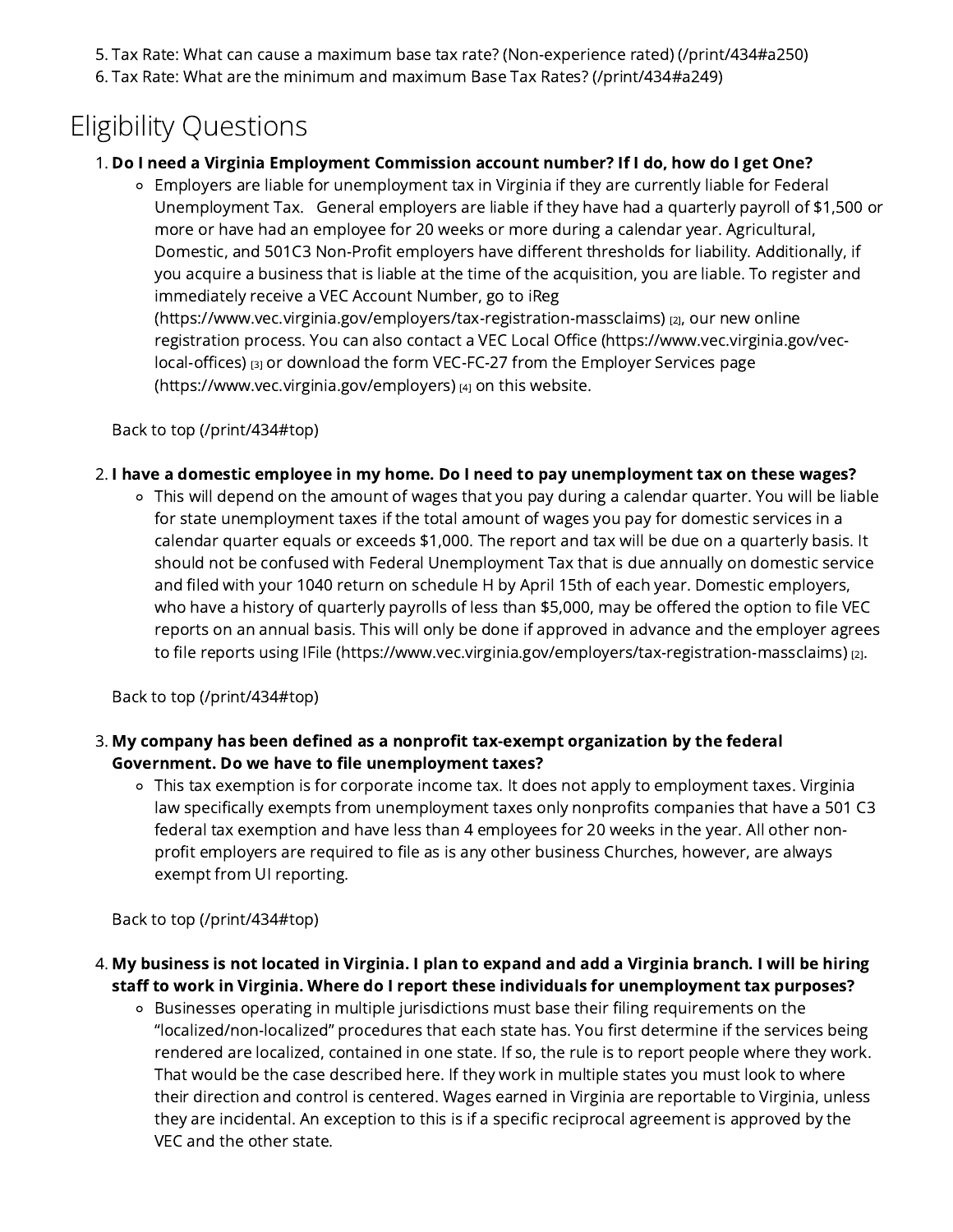5. Tax Rate: What can cause a maximum base tax rate? (Non-experience rated) (/print/434#a250)
6. Tax Rate: What are the minimum and maximum Base Tax Rates? (/print/434#a249)

# Eligibility Questions

1. **Do I need a Virginia Employment Commission account number? If I do, how do I get One?**
   - Employers are liable for unemployment tax in Virginia if they are currently liable for Federal Unemployment Tax. General employers are liable if they have had a quarterly payroll of $1,500 or more or have had an employee for 20 weeks or more during a calendar year. Agricultural, Domestic, and 501C3 Non-Profit employers have different thresholds for liability. Additionally, if you acquire a business that is liable at the time of the acquisition, you are liable. To register and immediately receive a VEC Account Number, go to iReg (https://www.vec.virginia.gov/employers/tax-registration-massclaims) [2], our new online registration process. You can also contact a VEC Local Office (https://www.vec.virginia.gov/vec-local-offices) [3] or download the form VEC-FC-27 from the Employer Services page (https://www.vec.virginia.gov/employers) [4] on this website.

   Back to top (/print/434#top)

2. **I have a domestic employee in my home. Do I need to pay unemployment tax on these wages?**
   - This will depend on the amount of wages that you pay during a calendar quarter. You will be liable for state unemployment taxes if the total amount of wages you pay for domestic services in a calendar quarter equals or exceeds $1,000. The report and tax will be due on a quarterly basis. It should not be confused with Federal Unemployment Tax that is due annually on domestic service and filed with your 1040 return on schedule H by April 15th of each year. Domestic employers, who have a history of quarterly payrolls of less than $5,000, may be offered the option to file VEC reports on an annual basis. This will only be done if approved in advance and the employer agrees to file reports using IFile (https://www.vec.virginia.gov/employers/tax-registration-massclaims) [2].

   Back to top (/print/434#top)

3. **My company has been defined as a nonprofit tax-exempt organization by the federal Government. Do we have to file unemployment taxes?**
   - This tax exemption is for corporate income tax. It does not apply to employment taxes. Virginia law specifically exempts from unemployment taxes only nonprofits companies that have a 501 C3 federal tax exemption and have less than 4 employees for 20 weeks in the year. All other non-profit employers are required to file as is any other business Churches, however, are always exempt from UI reporting.

   Back to top (/print/434#top)

4. **My business is not located in Virginia. I plan to expand and add a Virginia branch. I will be hiring staff to work in Virginia. Where do I report these individuals for unemployment tax purposes?**
   - Businesses operating in multiple jurisdictions must base their filing requirements on the "localized/non-localized" procedures that each state has. You first determine if the services being rendered are localized, contained in one state. If so, the rule is to report people where they work. That would be the case described here. If they work in multiple states you must look to where their direction and control is centered. Wages earned in Virginia are reportable to Virginia, unless they are incidental. An exception to this is if a specific reciprocal agreement is approved by the VEC and the other state.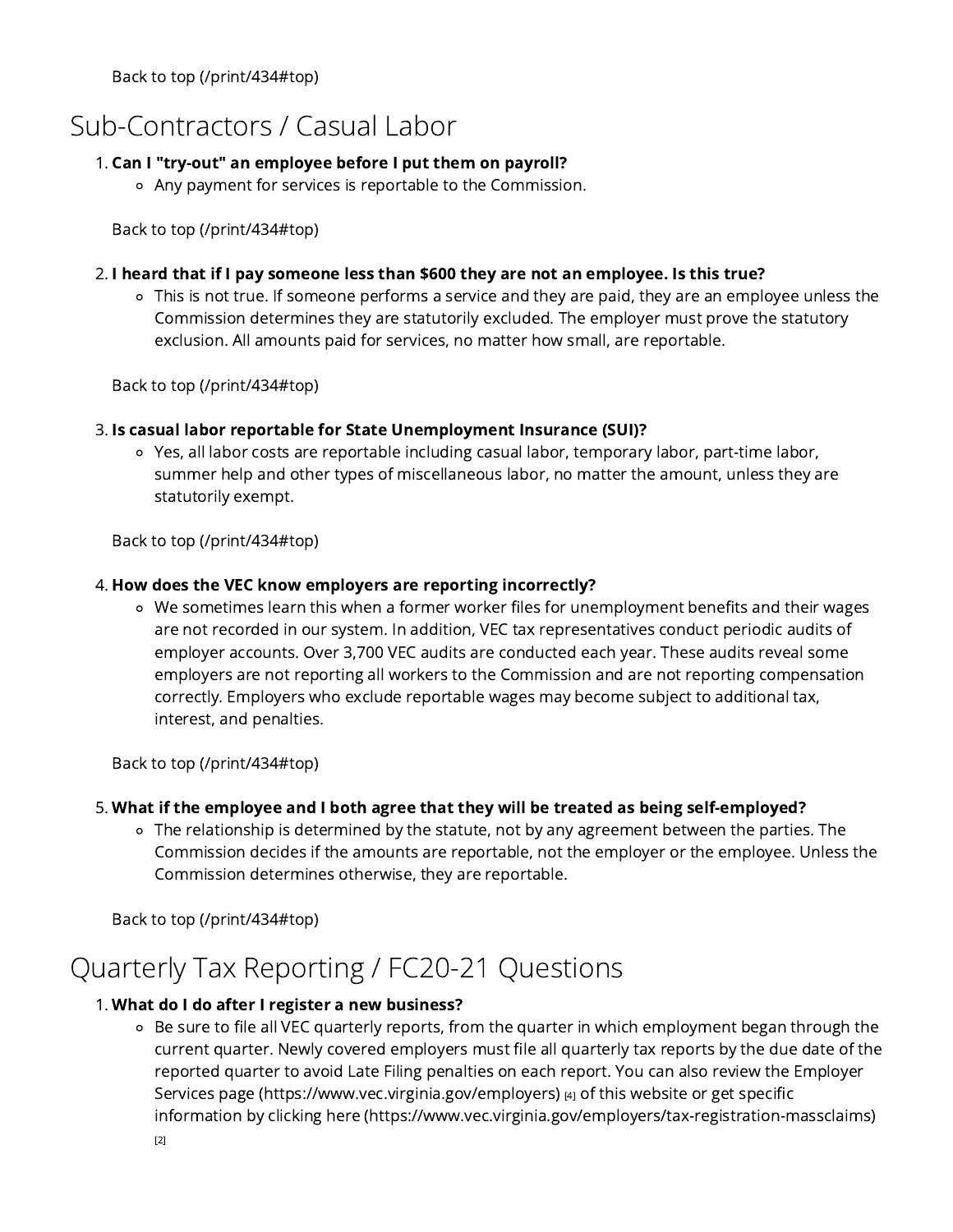Back to top (/print/434#top)

## Sub-Contractors / Casual Labor

1. **Can I "try-out" an employee before I put them on payroll?**
   - Any payment for services is reportable to the Commission.

   Back to top (/print/434#top)

2. **I heard that if I pay someone less than $600 they are not an employee. Is this true?**
   - This is not true. If someone performs a service and they are paid, they are an employee unless the Commission determines they are statutorily excluded. The employer must prove the statutory exclusion. All amounts paid for services, no matter how small, are reportable.

   Back to top (/print/434#top)

3. **Is casual labor reportable for State Unemployment Insurance (SUI)?**
   - Yes, all labor costs are reportable including casual labor, temporary labor, part-time labor, summer help and other types of miscellaneous labor, no matter the amount, unless they are statutorily exempt.

   Back to top (/print/434#top)

4. **How does the VEC know employers are reporting incorrectly?**
   - We sometimes learn this when a former worker files for unemployment benefits and their wages are not recorded in our system. In addition, VEC tax representatives conduct periodic audits of employer accounts. Over 3,700 VEC audits are conducted each year. These audits reveal some employers are not reporting all workers to the Commission and are not reporting compensation correctly. Employers who exclude reportable wages may become subject to additional tax, interest, and penalties.

   Back to top (/print/434#top)

5. **What if the employee and I both agree that they will be treated as being self-employed?**
   - The relationship is determined by the statute, not by any agreement between the parties. The Commission decides if the amounts are reportable, not the employer or the employee. Unless the Commission determines otherwise, they are reportable.

   Back to top (/print/434#top)

## Quarterly Tax Reporting / FC20-21 Questions

1. **What do I do after I register a new business?**
   - Be sure to file all VEC quarterly reports, from the quarter in which employment began through the current quarter. Newly covered employers must file all quarterly tax reports by the due date of the reported quarter to avoid Late Filing penalties on each report. You can also review the Employer Services page (https://www.vec.virginia.gov/employers) [4] of this website or get specific information by clicking here (https://www.vec.virginia.gov/employers/tax-registration-massclaims) [2]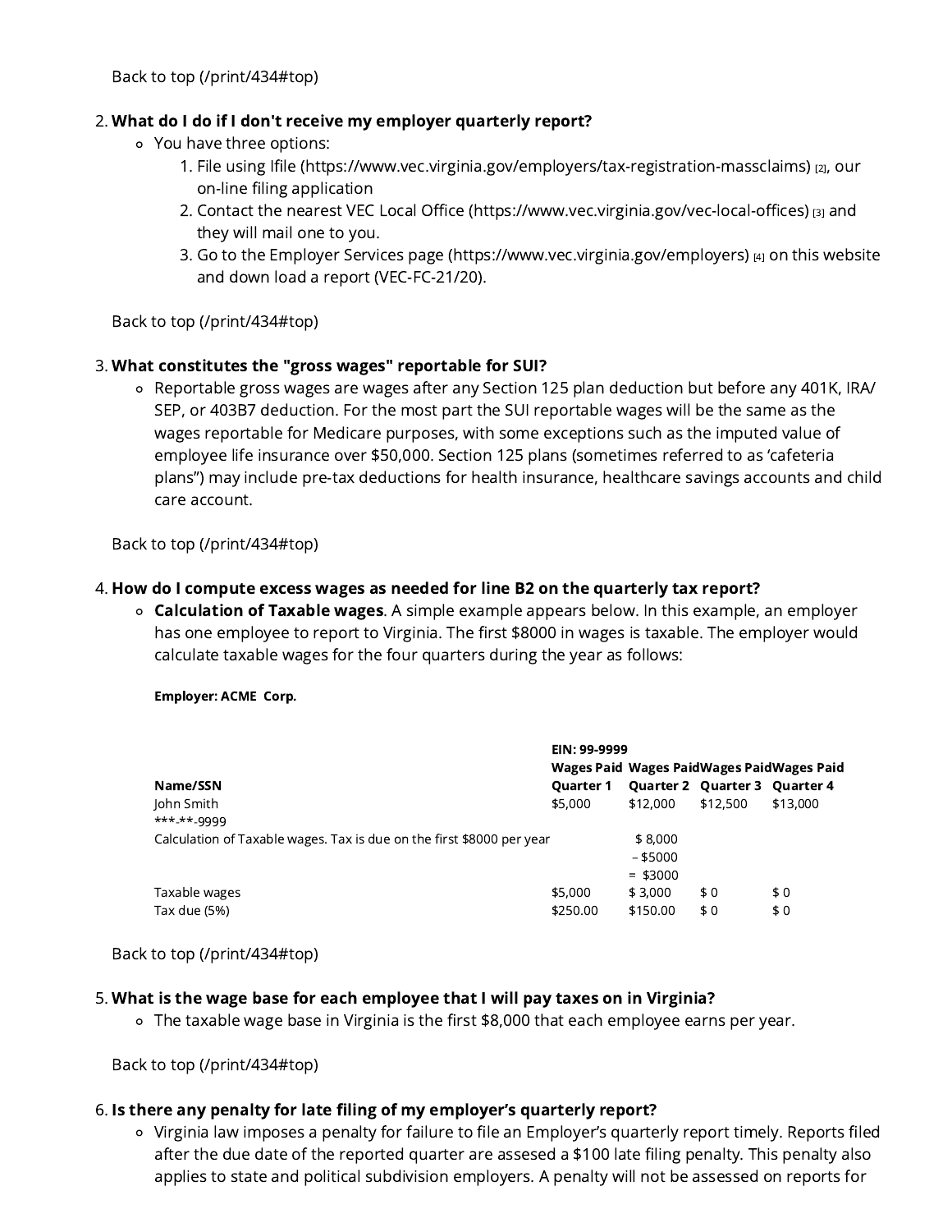Back to top (/print/434#top)

2. **What do I do if I don't receive my employer quarterly report?**
   - You have three options:
     1. File using Ifile (https://www.vec.virginia.gov/employers/tax-registration-massclaims) [2], our on-line filing application
     2. Contact the nearest VEC Local Office (https://www.vec.virginia.gov/vec-local-offices) [3] and they will mail one to you.
     3. Go to the Employer Services page (https://www.vec.virginia.gov/employers) [4] on this website and down load a report (VEC-FC-21/20).

Back to top (/print/434#top)

3. **What constitutes the "gross wages" reportable for SUI?**
   - Reportable gross wages are wages after any Section 125 plan deduction but before any 401K, IRA/SEP, or 403B7 deduction. For the most part the SUI reportable wages will be the same as the wages reportable for Medicare purposes, with some exceptions such as the imputed value of employee life insurance over $50,000. Section 125 plans (sometimes referred to as 'cafeteria plans") may include pre-tax deductions for health insurance, healthcare savings accounts and child care account.

Back to top (/print/434#top)

4. **How do I compute excess wages as needed for line B2 on the quarterly tax report?**
   - **Calculation of Taxable wages**. A simple example appears below. In this example, an employer has one employee to report to Virginia. The first $8000 in wages is taxable. The employer would calculate taxable wages for the four quarters during the year as follows:

**Employer: ACME Corp.**

| | EIN: 99-9999 | | | |
|---|---|---|---|---|
| **Name/SSN** | **Wages Paid Quarter 1** | **Wages Paid Quarter 2** | **Wages Paid Quarter 3** | **Wages Paid Quarter 4** |
| John Smith ***-**-9999 | $5,000 | $12,000 | $12,500 | $13,000 |
| Calculation of Taxable wages. Tax is due on the first $8000 per year | | $ 8,000 – $5000 = $3000 | | |
| Taxable wages | $5,000 | $ 3,000 | $ 0 | $ 0 |
| Tax due (5%) | $250.00 | $150.00 | $ 0 | $ 0 |

Back to top (/print/434#top)

5. **What is the wage base for each employee that I will pay taxes on in Virginia?**
   - The taxable wage base in Virginia is the first $8,000 that each employee earns per year.

Back to top (/print/434#top)

6. **Is there any penalty for late filing of my employer's quarterly report?**
   - Virginia law imposes a penalty for failure to file an Employer's quarterly report timely. Reports filed after the due date of the reported quarter are assesed a $100 late filing penalty. This penalty also applies to state and political subdivision employers. A penalty will not be assessed on reports for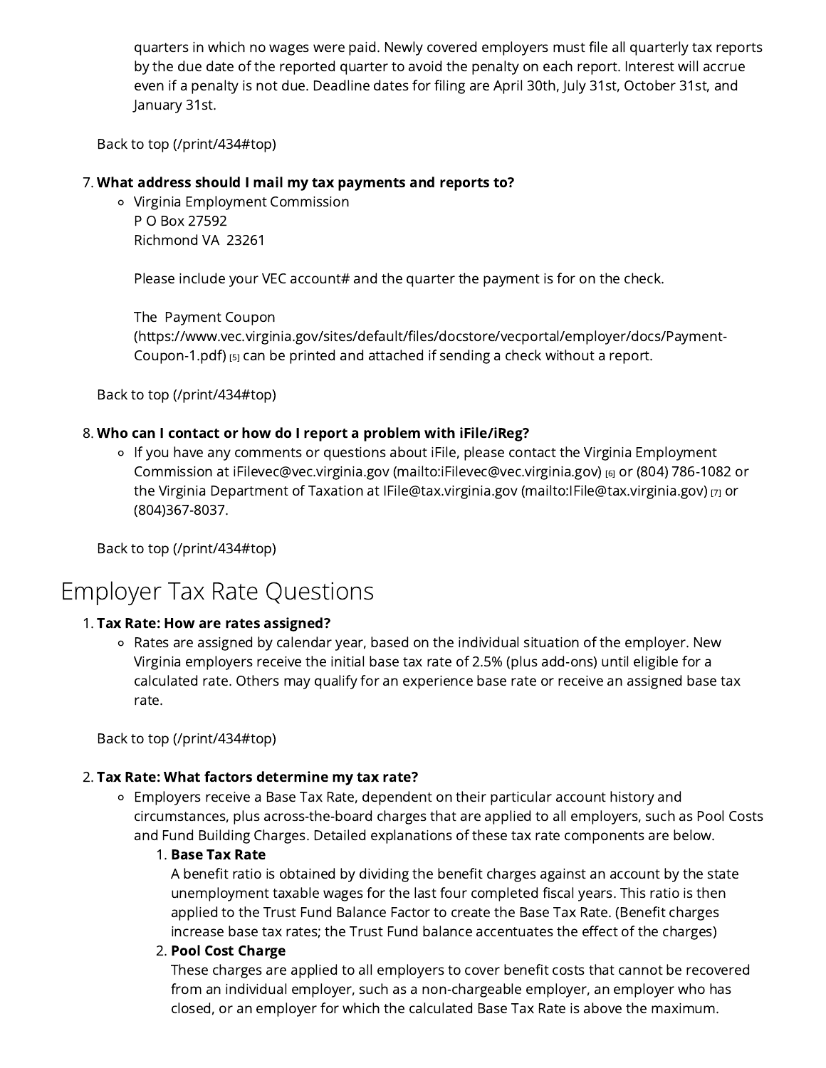quarters in which no wages were paid. Newly covered employers must file all quarterly tax reports by the due date of the reported quarter to avoid the penalty on each report. Interest will accrue even if a penalty is not due. Deadline dates for filing are April 30th, July 31st, October 31st, and January 31st.

Back to top (/print/434#top)

7. **What address should I mail my tax payments and reports to?**
   - Virginia Employment Commission
     P O Box 27592
     Richmond VA 23261

     Please include your VEC account# and the quarter the payment is for on the check.

     The Payment Coupon (https://www.vec.virginia.gov/sites/default/files/docstore/vecportal/employer/docs/Payment-Coupon-1.pdf) [5] can be printed and attached if sending a check without a report.

Back to top (/print/434#top)

8. **Who can I contact or how do I report a problem with iFile/iReg?**
   - If you have any comments or questions about iFile, please contact the Virginia Employment Commission at iFilevec@vec.virginia.gov (mailto:iFilevec@vec.virginia.gov) [6] or (804) 786-1082 or the Virginia Department of Taxation at IFile@tax.virginia.gov (mailto:IFile@tax.virginia.gov) [7] or (804)367-8037.

Back to top (/print/434#top)

# Employer Tax Rate Questions

1. **Tax Rate: How are rates assigned?**
   - Rates are assigned by calendar year, based on the individual situation of the employer. New Virginia employers receive the initial base tax rate of 2.5% (plus add-ons) until eligible for a calculated rate. Others may qualify for an experience base rate or receive an assigned base tax rate.

Back to top (/print/434#top)

2. **Tax Rate: What factors determine my tax rate?**
   - Employers receive a Base Tax Rate, dependent on their particular account history and circumstances, plus across-the-board charges that are applied to all employers, such as Pool Costs and Fund Building Charges. Detailed explanations of these tax rate components are below.
     1. **Base Tax Rate**
        A benefit ratio is obtained by dividing the benefit charges against an account by the state unemployment taxable wages for the last four completed fiscal years. This ratio is then applied to the Trust Fund Balance Factor to create the Base Tax Rate. (Benefit charges increase base tax rates; the Trust Fund balance accentuates the effect of the charges)
     2. **Pool Cost Charge**
        These charges are applied to all employers to cover benefit costs that cannot be recovered from an individual employer, such as a non-chargeable employer, an employer who has closed, or an employer for which the calculated Base Tax Rate is above the maximum.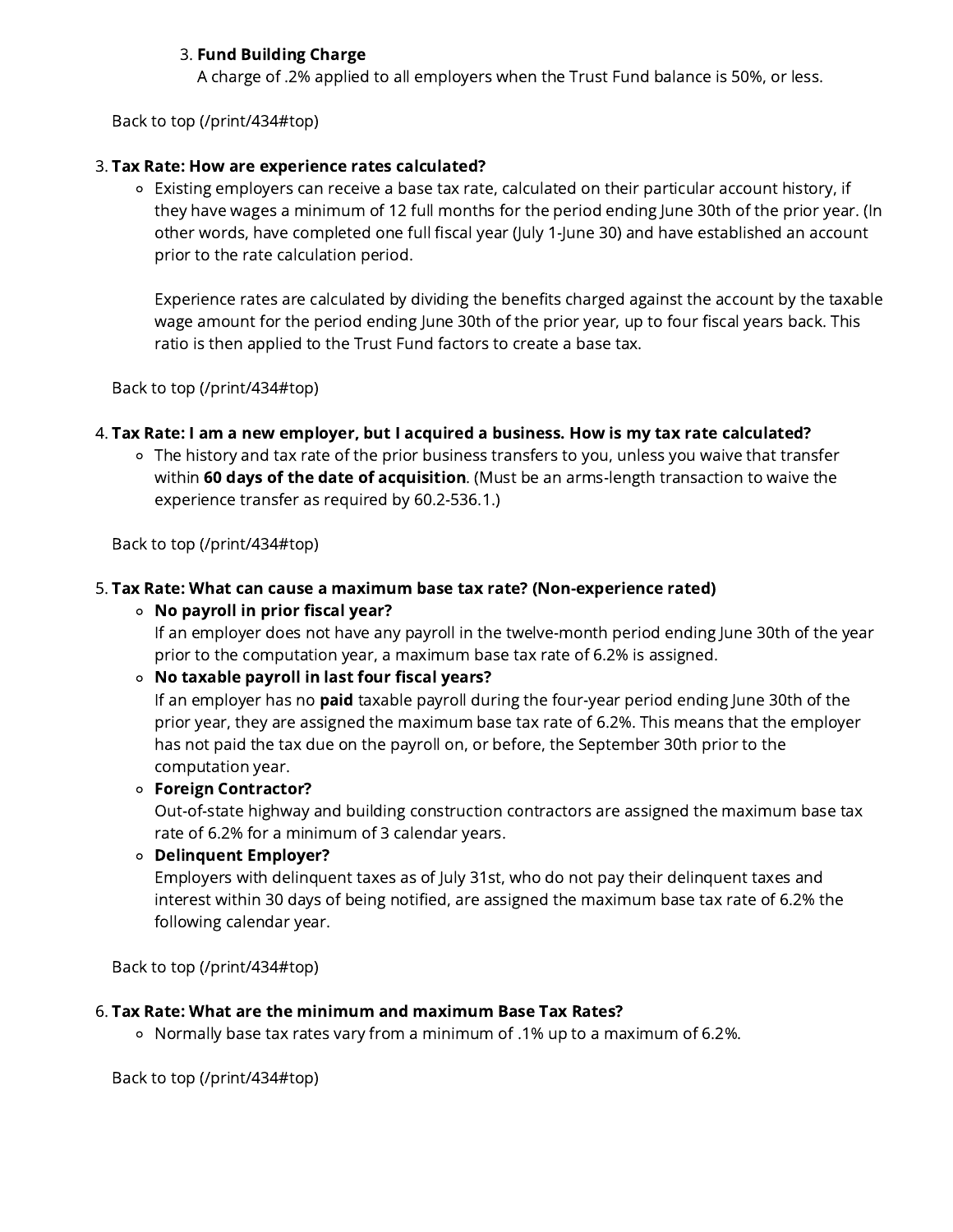3. **Fund Building Charge**
   A charge of .2% applied to all employers when the Trust Fund balance is 50%, or less.

Back to top (/print/434#top)

3. **Tax Rate: How are experience rates calculated?**
   - Existing employers can receive a base tax rate, calculated on their particular account history, if they have wages a minimum of 12 full months for the period ending June 30th of the prior year. (In other words, have completed one full fiscal year (July 1-June 30) and have established an account prior to the rate calculation period.

     Experience rates are calculated by dividing the benefits charged against the account by the taxable wage amount for the period ending June 30th of the prior year, up to four fiscal years back. This ratio is then applied to the Trust Fund factors to create a base tax.

Back to top (/print/434#top)

4. **Tax Rate: I am a new employer, but I acquired a business. How is my tax rate calculated?**
   - The history and tax rate of the prior business transfers to you, unless you waive that transfer within **60 days of the date of acquisition**. (Must be an arms-length transaction to waive the experience transfer as required by 60.2-536.1.)

Back to top (/print/434#top)

5. **Tax Rate: What can cause a maximum base tax rate? (Non-experience rated)**
   - **No payroll in prior fiscal year?**
     If an employer does not have any payroll in the twelve-month period ending June 30th of the year prior to the computation year, a maximum base tax rate of 6.2% is assigned.
   - **No taxable payroll in last four fiscal years?**
     If an employer has no **paid** taxable payroll during the four-year period ending June 30th of the prior year, they are assigned the maximum base tax rate of 6.2%. This means that the employer has not paid the tax due on the payroll on, or before, the September 30th prior to the computation year.
   - **Foreign Contractor?**
     Out-of-state highway and building construction contractors are assigned the maximum base tax rate of 6.2% for a minimum of 3 calendar years.
   - **Delinquent Employer?**
     Employers with delinquent taxes as of July 31st, who do not pay their delinquent taxes and interest within 30 days of being notified, are assigned the maximum base tax rate of 6.2% the following calendar year.

Back to top (/print/434#top)

6. **Tax Rate: What are the minimum and maximum Base Tax Rates?**
   - Normally base tax rates vary from a minimum of .1% up to a maximum of 6.2%.

Back to top (/print/434#top)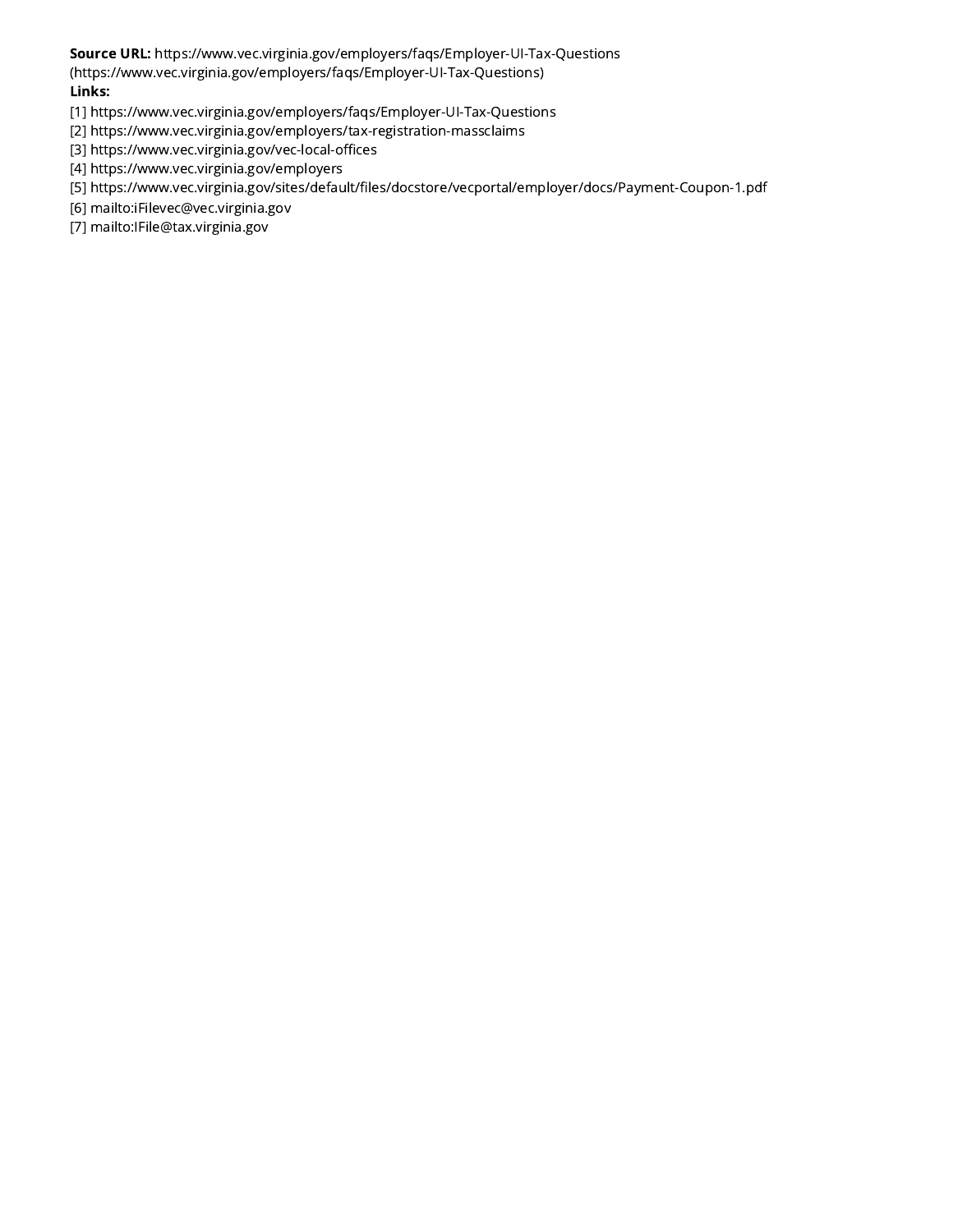**Source URL:** https://www.vec.virginia.gov/employers/faqs/Employer-UI-Tax-Questions (https://www.vec.virginia.gov/employers/faqs/Employer-UI-Tax-Questions)

**Links:**

[1] https://www.vec.virginia.gov/employers/faqs/Employer-UI-Tax-Questions
[2] https://www.vec.virginia.gov/employers/tax-registration-massclaims
[3] https://www.vec.virginia.gov/vec-local-offices
[4] https://www.vec.virginia.gov/employers
[5] https://www.vec.virginia.gov/sites/default/files/docstore/vecportal/employer/docs/Payment-Coupon-1.pdf
[6] mailto:iFilevec@vec.virginia.gov
[7] mailto:IFile@tax.virginia.gov